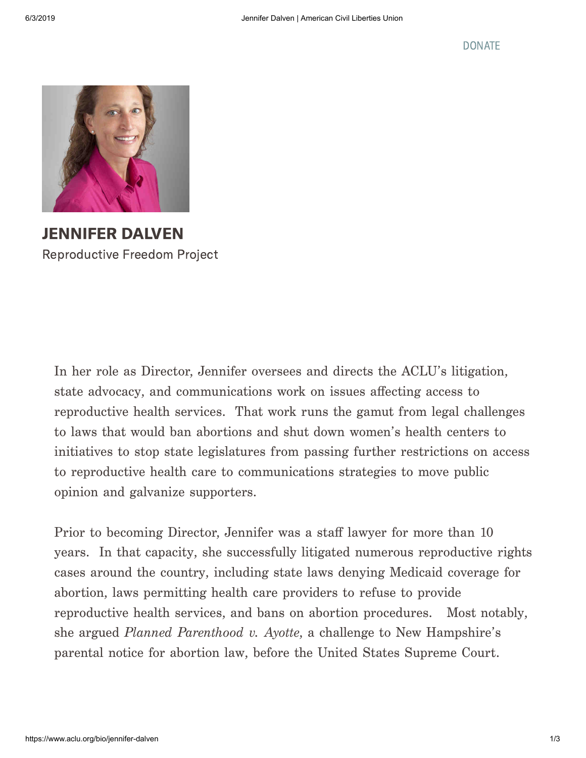DONATE

# JENNIFER DALVEN

Reproductive Freedom Project

In her role as Director, Jennifer oversees and directs the ACLU's litigation, state advocacy, and communications work on issues affecting access to reproductive health services. That work runs the gamut from legal challenges to laws that would ban abortions and shut down women's health centers to initiatives to stop state legislatures from passing further restrictions on access to reproductive health care to communications strategies to move public opinion and galvanize supporters.

Prior to becoming Director, Jennifer was a staff lawyer for more than 10 years. In that capacity, she successfully litigated numerous reproductive rights cases around the country, including state laws denying Medicaid coverage for abortion, laws permitting health care providers to refuse to provide reproductive health services, and bans on abortion procedures. Most notably, she argued *Planned Parenthood v. Ayotte*, a challenge to New Hampshire's parental notice for abortion law, before the United States Supreme Court.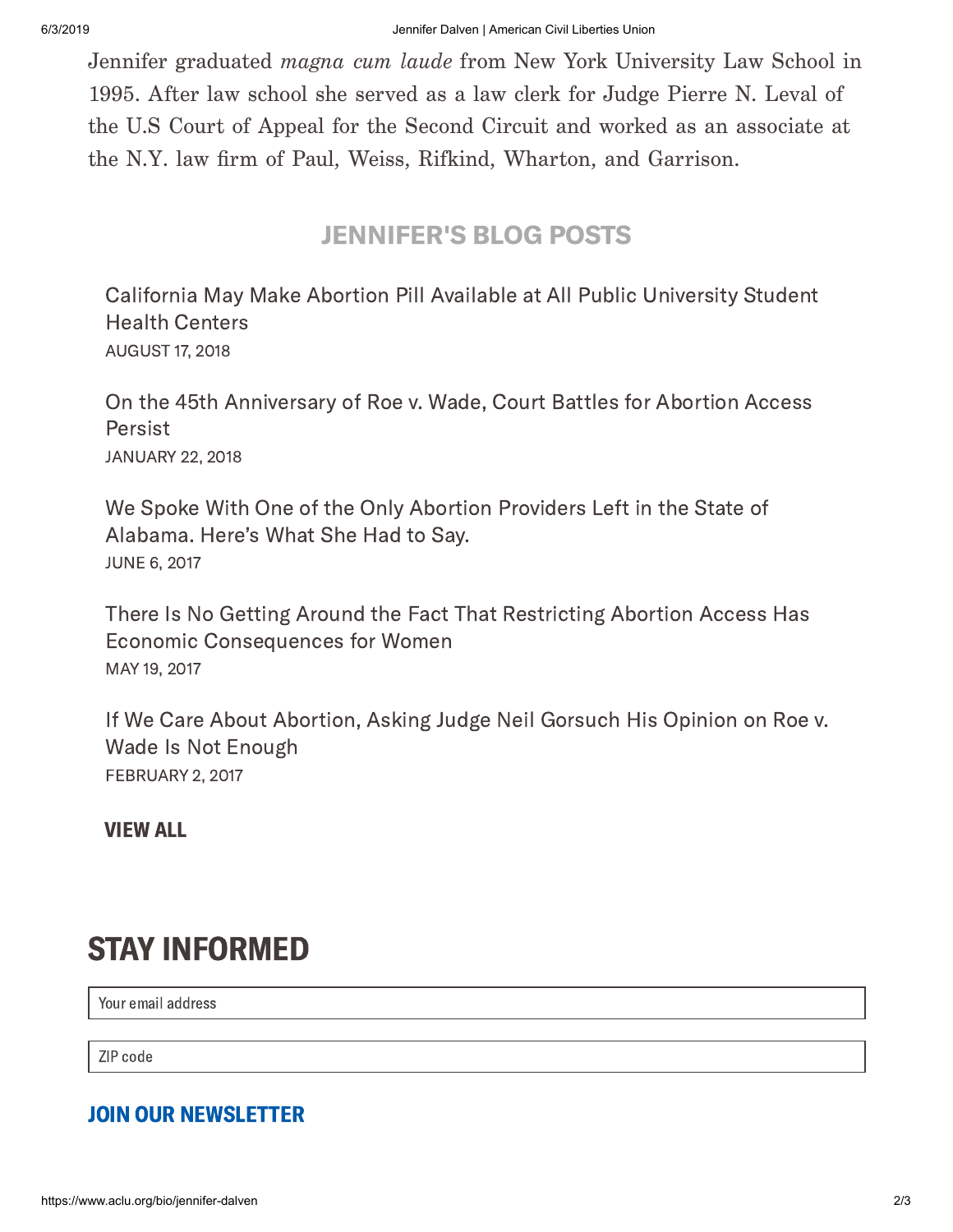Jennifer graduated *magna cum laude* from New York University Law School in 1995. After law school she served as a law clerk for Judge Pierre N. Leval of the U.S Court of Appeal for the Second Circuit and worked as an associate at the N.Y. law firm of Paul, Weiss, Rifkind, Wharton, and Garrison.

## JENNIFER'S BLOG POSTS

California May Make Abortion Pill Available at All Public University Student Health Centers
AUGUST 17, 2018

On the 45th Anniversary of Roe v. Wade, Court Battles for Abortion Access Persist
JANUARY 22, 2018

We Spoke With One of the Only Abortion Providers Left in the State of Alabama. Here's What She Had to Say.
JUNE 6, 2017

There Is No Getting Around the Fact That Restricting Abortion Access Has Economic Consequences for Women
MAY 19, 2017

If We Care About Abortion, Asking Judge Neil Gorsuch His Opinion on Roe v. Wade Is Not Enough
FEBRUARY 2, 2017

**VIEW ALL**

# STAY INFORMED

Your email address

ZIP code

**JOIN OUR NEWSLETTER**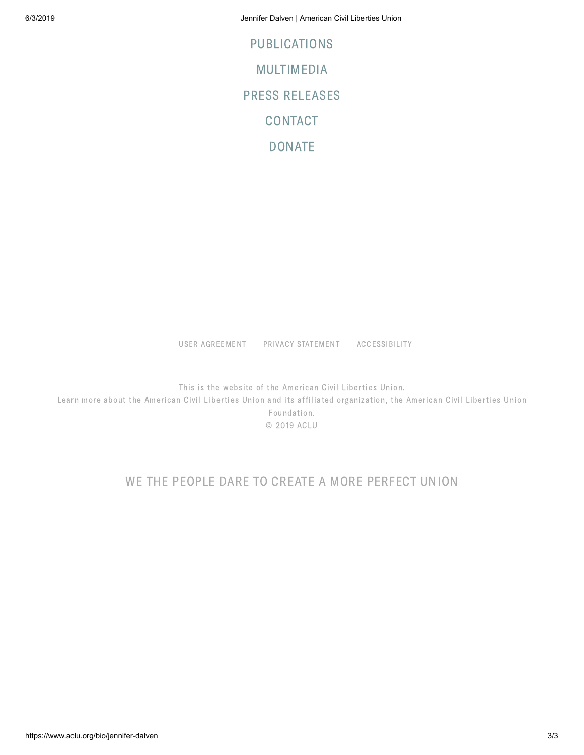PUBLICATIONS

MULTIMEDIA

PRESS RELEASES

CONTACT

DONATE

USER AGREEMENT PRIVACY STATEMENT ACCESSIBILITY

This is the website of the American Civil Liberties Union.
Learn more about the American Civil Liberties Union and its affiliated organization, the American Civil Liberties Union Foundation.
© 2019 ACLU

WE THE PEOPLE DARE TO CREATE A MORE PERFECT UNION